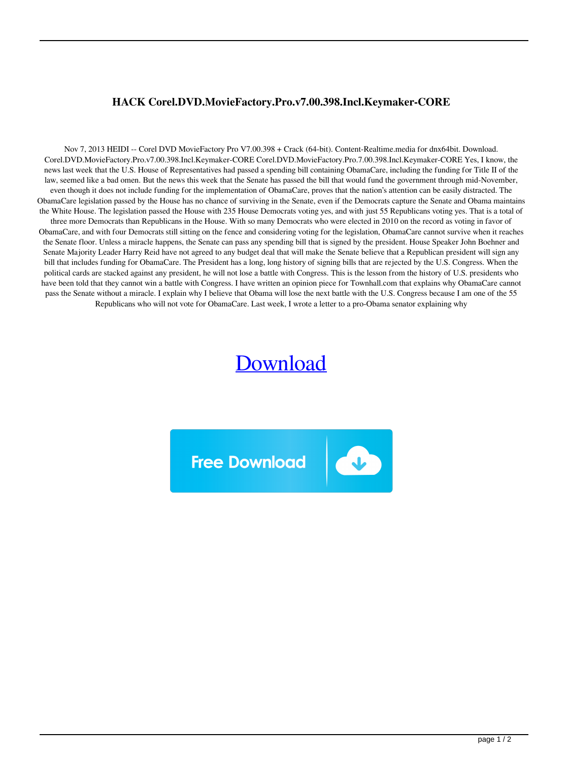# HACK Corel.DVD.MovieFactory.Pro.v7.00.398.Incl.Keymaker-CORE

Nov 7, 2013 HEIDI -- Corel DVD MovieFactory Pro V7.00.398 + Crack (64-bit). Content-Realtime.media for dnx64bit. Download. Corel.DVD.MovieFactory.Pro.v7.00.398.Incl.Keymaker-CORE Corel.DVD.MovieFactory.Pro.7.00.398.Incl.Keymaker-CORE Yes, I know, the news last week that the U.S. House of Representatives had passed a spending bill containing ObamaCare, including the funding for Title II of the law, seemed like a bad omen. But the news this week that the Senate has passed the bill that would fund the government through mid-November, even though it does not include funding for the implementation of ObamaCare, proves that the nation's attention can be easily distracted. The ObamaCare legislation passed by the House has no chance of surviving in the Senate, even if the Democrats capture the Senate and Obama maintains the White House. The legislation passed the House with 235 House Democrats voting yes, and with just 55 Republicans voting yes. That is a total of three more Democrats than Republicans in the House. With so many Democrats who were elected in 2010 on the record as voting in favor of ObamaCare, and with four Democrats still sitting on the fence and considering voting for the legislation, ObamaCare cannot survive when it reaches the Senate floor. Unless a miracle happens, the Senate can pass any spending bill that is signed by the president. House Speaker John Boehner and Senate Majority Leader Harry Reid have not agreed to any budget deal that will make the Senate believe that a Republican president will sign any bill that includes funding for ObamaCare. The President has a long, long history of signing bills that are rejected by the U.S. Congress. When the political cards are stacked against any president, he will not lose a battle with Congress. This is the lesson from the history of U.S. presidents who have been told that they cannot win a battle with Congress. I have written an opinion piece for Townhall.com that explains why ObamaCare cannot pass the Senate without a miracle. I explain why I believe that Obama will lose the next battle with the U.S. Congress because I am one of the 55 Republicans who will not vote for ObamaCare. Last week, I wrote a letter to a pro-Obama senator explaining why

Download

Free Download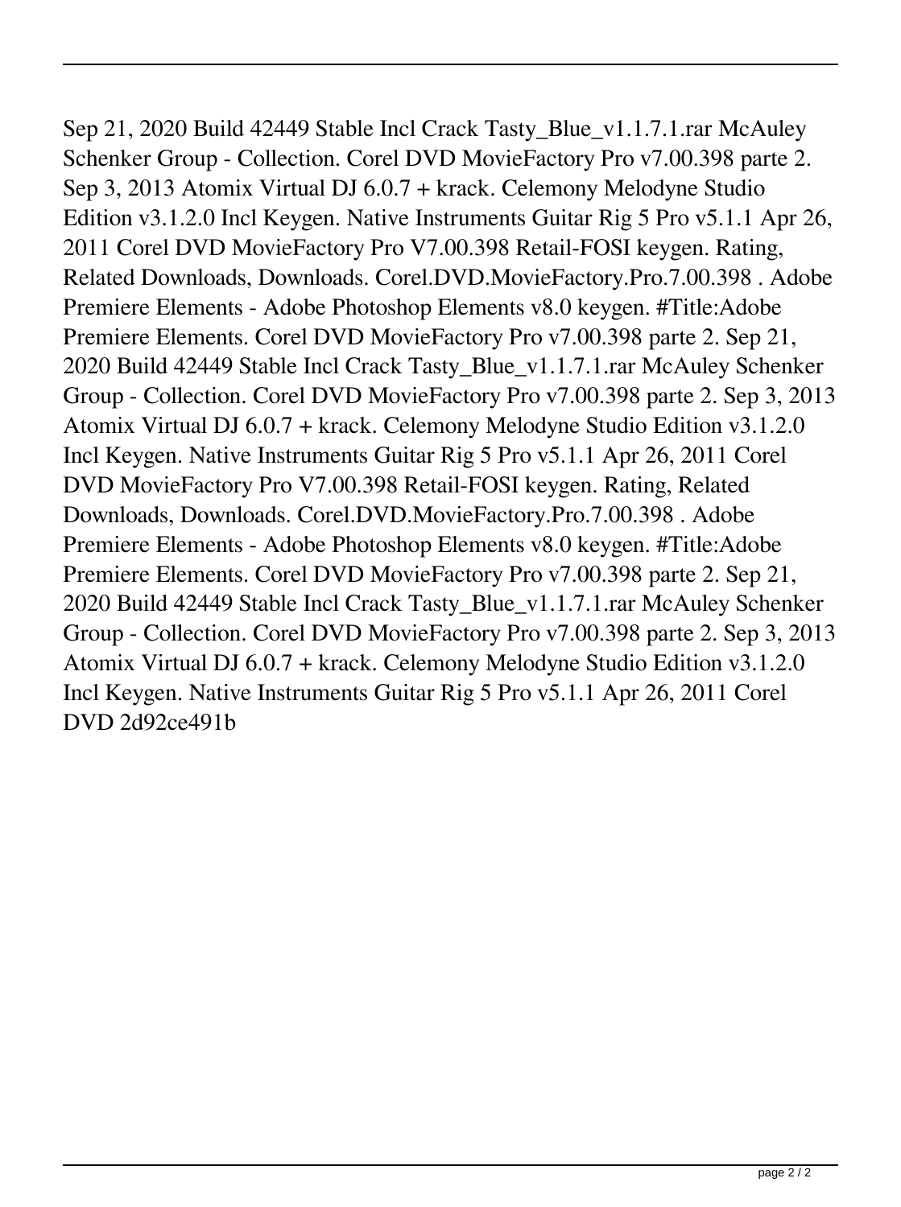Sep 21, 2020 Build 42449 Stable Incl Crack Tasty_Blue_v1.1.7.1.rar McAuley Schenker Group - Collection. Corel DVD MovieFactory Pro v7.00.398 parte 2. Sep 3, 2013 Atomix Virtual DJ 6.0.7 + krack. Celemony Melodyne Studio Edition v3.1.2.0 Incl Keygen. Native Instruments Guitar Rig 5 Pro v5.1.1 Apr 26, 2011 Corel DVD MovieFactory Pro V7.00.398 Retail-FOSI keygen. Rating, Related Downloads, Downloads. Corel.DVD.MovieFactory.Pro.7.00.398 . Adobe Premiere Elements - Adobe Photoshop Elements v8.0 keygen. #Title:Adobe Premiere Elements. Corel DVD MovieFactory Pro v7.00.398 parte 2. Sep 21, 2020 Build 42449 Stable Incl Crack Tasty_Blue_v1.1.7.1.rar McAuley Schenker Group - Collection. Corel DVD MovieFactory Pro v7.00.398 parte 2. Sep 3, 2013 Atomix Virtual DJ 6.0.7 + krack. Celemony Melodyne Studio Edition v3.1.2.0 Incl Keygen. Native Instruments Guitar Rig 5 Pro v5.1.1 Apr 26, 2011 Corel DVD MovieFactory Pro V7.00.398 Retail-FOSI keygen. Rating, Related Downloads, Downloads. Corel.DVD.MovieFactory.Pro.7.00.398 . Adobe Premiere Elements - Adobe Photoshop Elements v8.0 keygen. #Title:Adobe Premiere Elements. Corel DVD MovieFactory Pro v7.00.398 parte 2. Sep 21, 2020 Build 42449 Stable Incl Crack Tasty_Blue_v1.1.7.1.rar McAuley Schenker Group - Collection. Corel DVD MovieFactory Pro v7.00.398 parte 2. Sep 3, 2013 Atomix Virtual DJ 6.0.7 + krack. Celemony Melodyne Studio Edition v3.1.2.0 Incl Keygen. Native Instruments Guitar Rig 5 Pro v5.1.1 Apr 26, 2011 Corel DVD 2d92ce491b